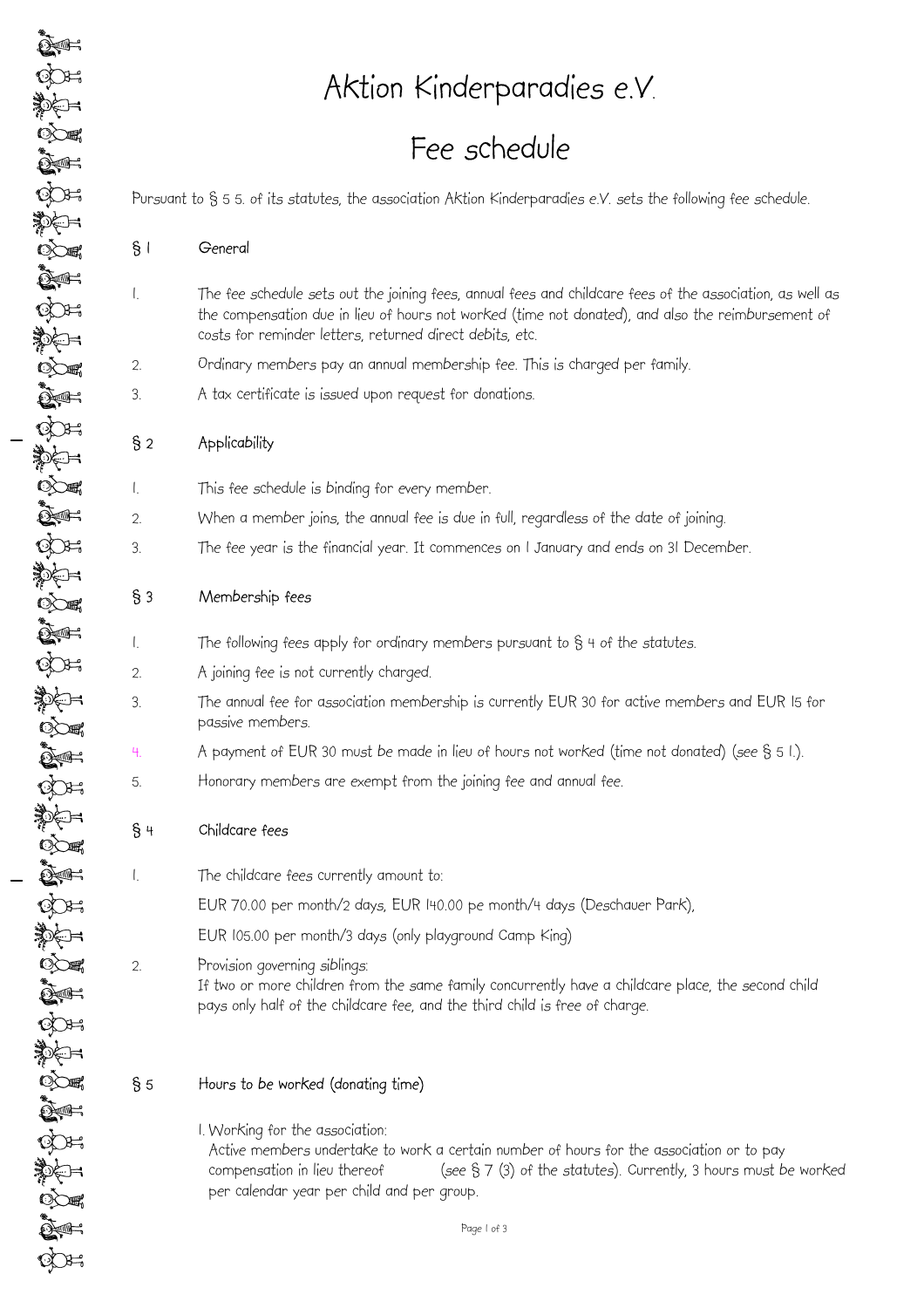# Aktion Kinderparadies e.V.

# Fee schedule

Pursuant to § 5 5. of its statutes, the association Aktion Kinderparadies e.V. sets the following fee schedule.

## § 1 General

1. The fee schedule sets out the joining fees, annual fees and childcare fees of the association, as well as the compensation due in lieu of hours not worked (time not donated), and also the reimbursement of costs for reminder letters, returned direct debits, etc.
2. Ordinary members pay an annual membership fee. This is charged per family.
3. A tax certificate is issued upon request for donations.

## § 2 Applicability

1. This fee schedule is binding for every member.
2. When a member joins, the annual fee is due in full, regardless of the date of joining.
3. The fee year is the financial year. It commences on 1 January and ends on 31 December.

## § 3 Membership fees

1. The following fees apply for ordinary members pursuant to § 4 of the statutes.
2. A joining fee is not currently charged.
3. The annual fee for association membership is currently EUR 30 for active members and EUR 15 for passive members.
4. A payment of EUR 30 must be made in lieu of hours not worked (time not donated) (see § 5 1.).
5. Honorary members are exempt from the joining fee and annual fee.

## § 4 Childcare fees

1. The childcare fees currently amount to:

   EUR 70.00 per month/2 days, EUR 140.00 pe month/4 days (Deschauer Park),

   EUR 105.00 per month/3 days (only playground Camp King)
2. Provision governing siblings:
   If two or more children from the same family concurrently have a childcare place, the second child pays only half of the childcare fee, and the third child is free of charge.

## § 5 Hours to be worked (donating time)

1. Working for the association:
   Active members undertake to work a certain number of hours for the association or to pay compensation in lieu thereof (see § 7 (3) of the statutes). Currently, 3 hours must be worked per calendar year per child and per group.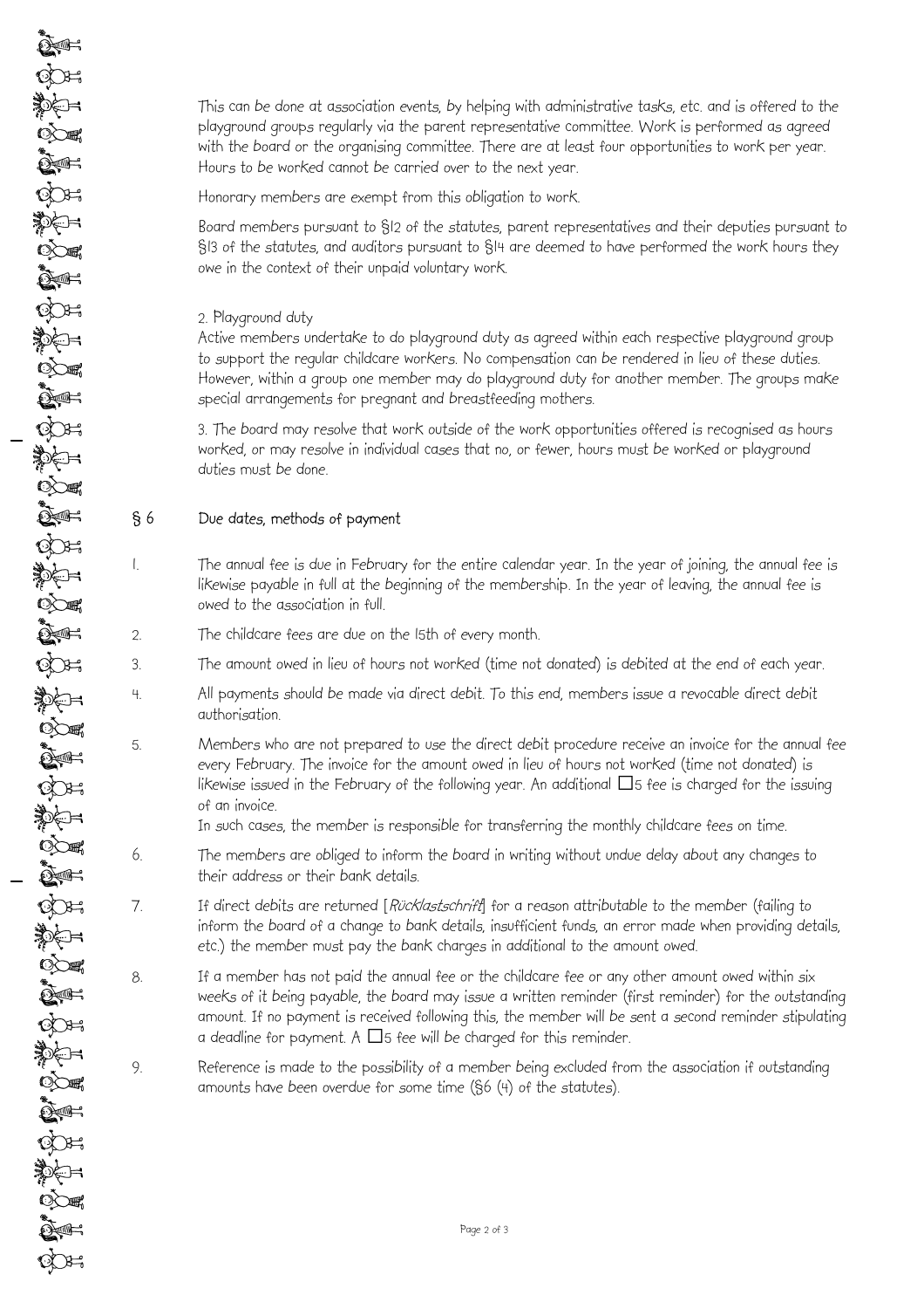This can be done at association events, by helping with administrative tasks, etc. and is offered to the playground groups regularly via the parent representative committee. Work is performed as agreed with the board or the organising committee. There are at least four opportunities to work per year. Hours to be worked cannot be carried over to the next year.

Honorary members are exempt from this obligation to work.

Board members pursuant to §12 of the statutes, parent representatives and their deputies pursuant to §13 of the statutes, and auditors pursuant to §14 are deemed to have performed the work hours they owe in the context of their unpaid voluntary work.

2. Playground duty
Active members undertake to do playground duty as agreed within each respective playground group to support the regular childcare workers. No compensation can be rendered in lieu of these duties. However, within a group one member may do playground duty for another member. The groups make special arrangements for pregnant and breastfeeding mothers.

3. The board may resolve that work outside of the work opportunities offered is recognised as hours worked, or may resolve in individual cases that no, or fewer, hours must be worked or playground duties must be done.

## § 6 Due dates, methods of payment

1. The annual fee is due in February for the entire calendar year. In the year of joining, the annual fee is likewise payable in full at the beginning of the membership. In the year of leaving, the annual fee is owed to the association in full.
2. The childcare fees are due on the 15th of every month.
3. The amount owed in lieu of hours not worked (time not donated) is debited at the end of each year.
4. All payments should be made via direct debit. To this end, members issue a revocable direct debit authorisation.
5. Members who are not prepared to use the direct debit procedure receive an invoice for the annual fee every February. The invoice for the amount owed in lieu of hours not worked (time not donated) is likewise issued in the February of the following year. An additional □5 fee is charged for the issuing of an invoice.
   In such cases, the member is responsible for transferring the monthly childcare fees on time.
6. The members are obliged to inform the board in writing without undue delay about any changes to their address or their bank details.
7. If direct debits are returned [*Rücklastschrift*] for a reason attributable to the member (failing to inform the board of a change to bank details, insufficient funds, an error made when providing details, etc.) the member must pay the bank charges in additional to the amount owed.
8. If a member has not paid the annual fee or the childcare fee or any other amount owed within six weeks of it being payable, the board may issue a written reminder (first reminder) for the outstanding amount. If no payment is received following this, the member will be sent a second reminder stipulating a deadline for payment. A □5 fee will be charged for this reminder.
9. Reference is made to the possibility of a member being excluded from the association if outstanding amounts have been overdue for some time (§6 (4) of the statutes).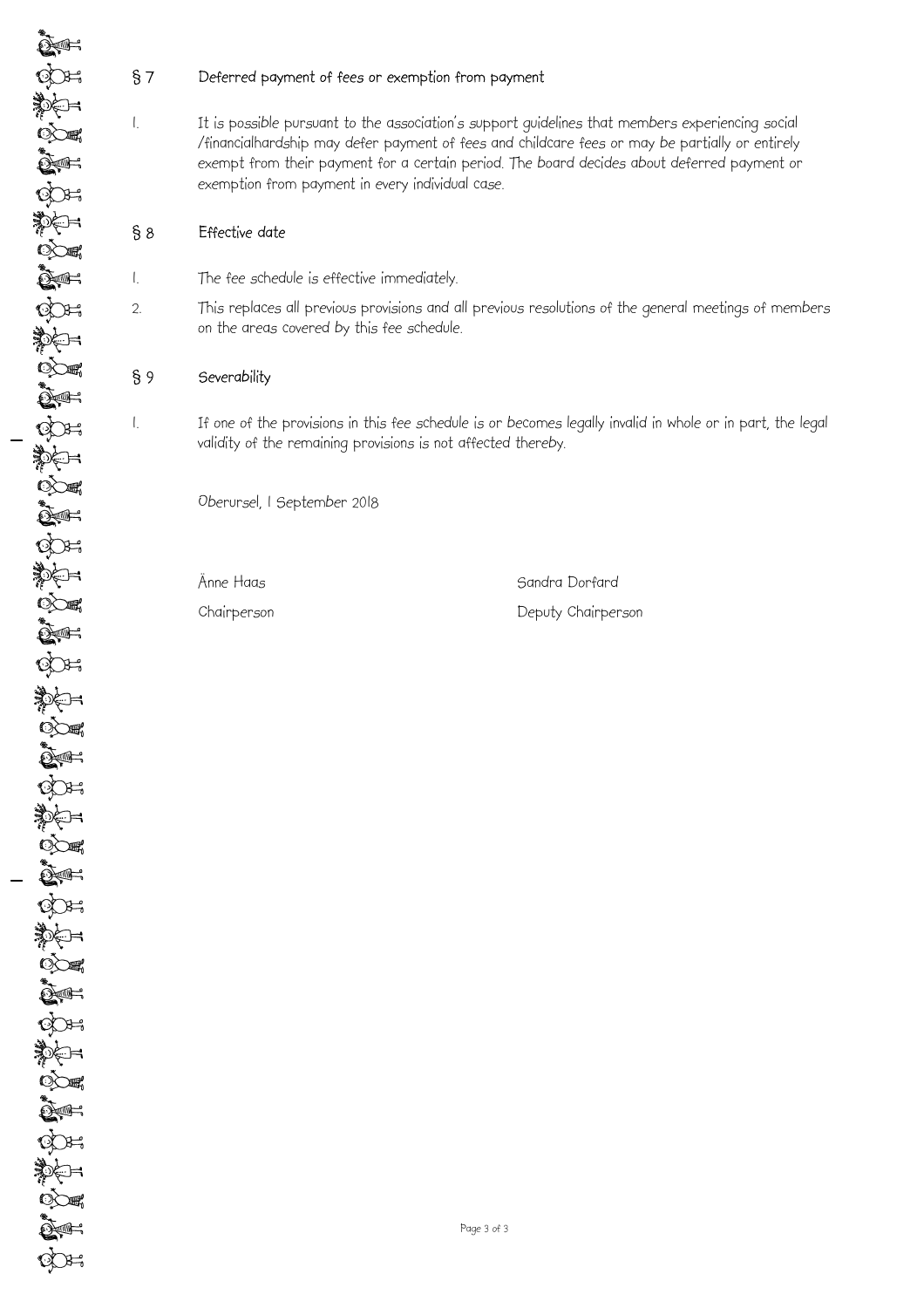## § 7 Deferred payment of fees or exemption from payment

1. It is possible pursuant to the association's support guidelines that members experiencing social /financialhardship may defer payment of fees and childcare fees or may be partially or entirely exempt from their payment for a certain period. The board decides about deferred payment or exemption from payment in every individual case.

## § 8 Effective date

1. The fee schedule is effective immediately.
2. This replaces all previous provisions and all previous resolutions of the general meetings of members on the areas covered by this fee schedule.

## § 9 Severability

1. If one of the provisions in this fee schedule is or becomes legally invalid in whole or in part, the legal validity of the remaining provisions is not affected thereby.

Oberursel, 1 September 2018

| | |
|---|---|
| Änne Haas | Sandra Dorfard |
| Chairperson | Deputy Chairperson |